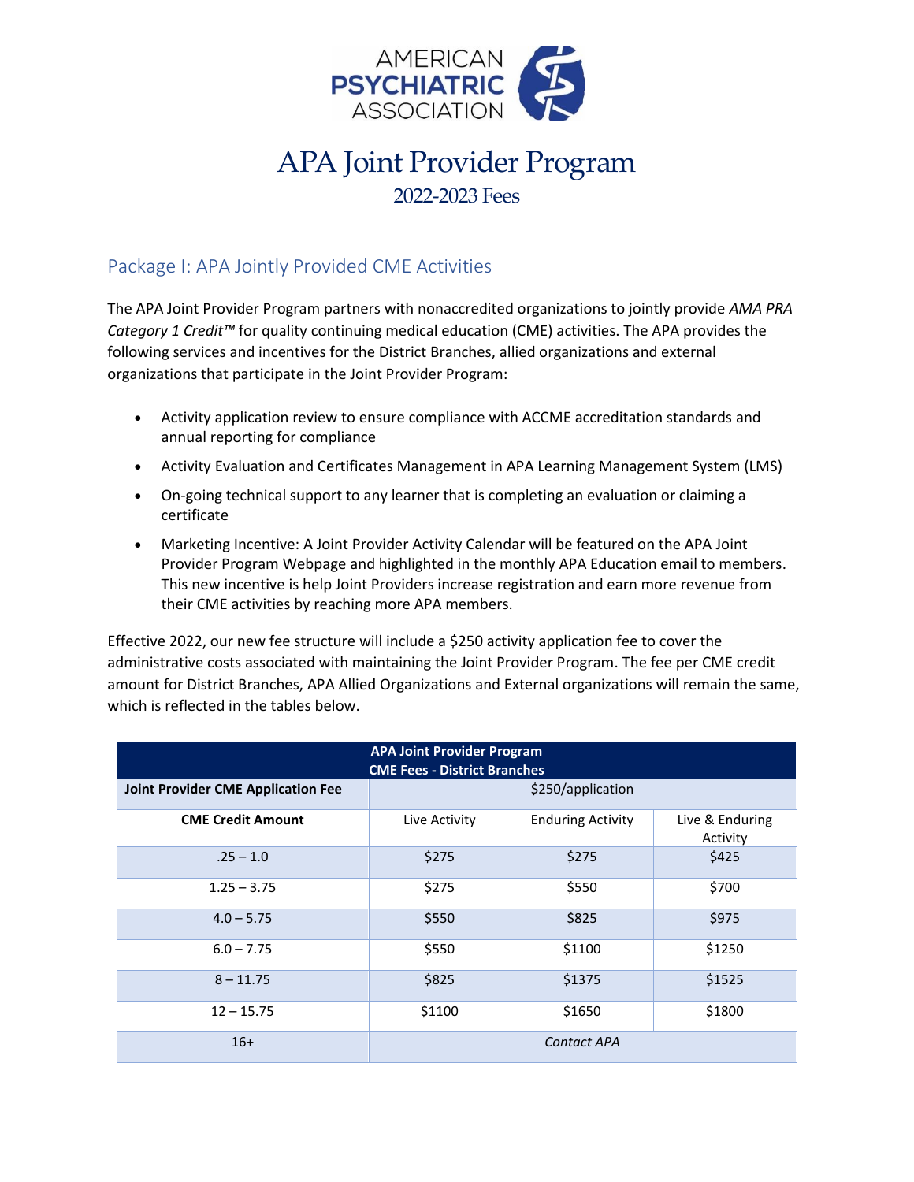# APA Joint Provider Program

## 2022-2023 Fees

### Package I: APA Jointly Provided CME Activities

The APA Joint Provider Program partners with nonaccredited organizations to jointly provide *AMA PRA Category 1 Credit™* for quality continuing medical education (CME) activities. The APA provides the following services and incentives for the District Branches, allied organizations and external organizations that participate in the Joint Provider Program:

- Activity application review to ensure compliance with ACCME accreditation standards and annual reporting for compliance
- Activity Evaluation and Certificates Management in APA Learning Management System (LMS)
- On-going technical support to any learner that is completing an evaluation or claiming a certificate
- Marketing Incentive: A Joint Provider Activity Calendar will be featured on the APA Joint Provider Program Webpage and highlighted in the monthly APA Education email to members. This new incentive is help Joint Providers increase registration and earn more revenue from their CME activities by reaching more APA members.

Effective 2022, our new fee structure will include a $250 activity application fee to cover the administrative costs associated with maintaining the Joint Provider Program. The fee per CME credit amount for District Branches, APA Allied Organizations and External organizations will remain the same, which is reflected in the tables below.

| **APA Joint Provider Program CME Fees - District Branches** | | | |
|---|---|---|---|
| **Joint Provider CME Application Fee** | $250/application | | |
| **CME Credit Amount** | Live Activity | Enduring Activity | Live & Enduring Activity |
| .25 – 1.0 | $275 | $275 | $425 |
| 1.25 – 3.75 | $275 | $550 | $700 |
| 4.0 – 5.75 | $550 | $825 | $975 |
| 6.0 – 7.75 | $550 | $1100 | $1250 |
| 8 – 11.75 | $825 | $1375 | $1525 |
| 12 – 15.75 | $1100 | $1650 | $1800 |
| 16+ | *Contact APA* | | |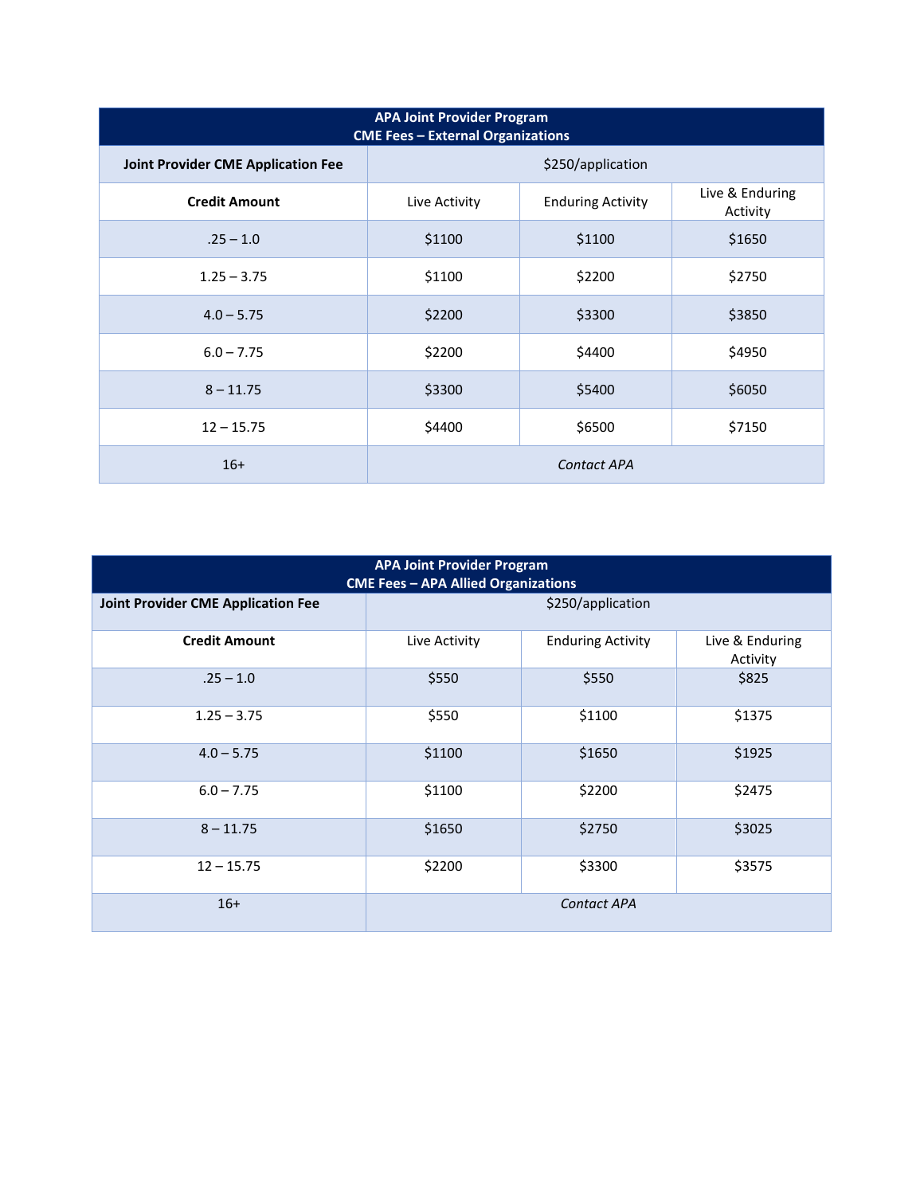| APA Joint Provider Program<br>CME Fees – External Organizations | | | |
|---|---|---|---|
| **Joint Provider CME Application Fee** | $250/application | | |
| **Credit Amount** | Live Activity | Enduring Activity | Live & Enduring Activity |
| .25 – 1.0 | $1100 | $1100 | $1650 |
| 1.25 – 3.75 | $1100 | $2200 | $2750 |
| 4.0 – 5.75 | $2200 | $3300 | $3850 |
| 6.0 – 7.75 | $2200 | $4400 | $4950 |
| 8 – 11.75 | $3300 | $5400 | $6050 |
| 12 – 15.75 | $4400 | $6500 | $7150 |
| 16+ | *Contact APA* | | |

| APA Joint Provider Program<br>CME Fees – APA Allied Organizations | | | |
|---|---|---|---|
| **Joint Provider CME Application Fee** | $250/application | | |
| **Credit Amount** | Live Activity | Enduring Activity | Live & Enduring Activity |
| .25 – 1.0 | $550 | $550 | $825 |
| 1.25 – 3.75 | $550 | $1100 | $1375 |
| 4.0 – 5.75 | $1100 | $1650 | $1925 |
| 6.0 – 7.75 | $1100 | $2200 | $2475 |
| 8 – 11.75 | $1650 | $2750 | $3025 |
| 12 – 15.75 | $2200 | $3300 | $3575 |
| 16+ | *Contact APA* | | |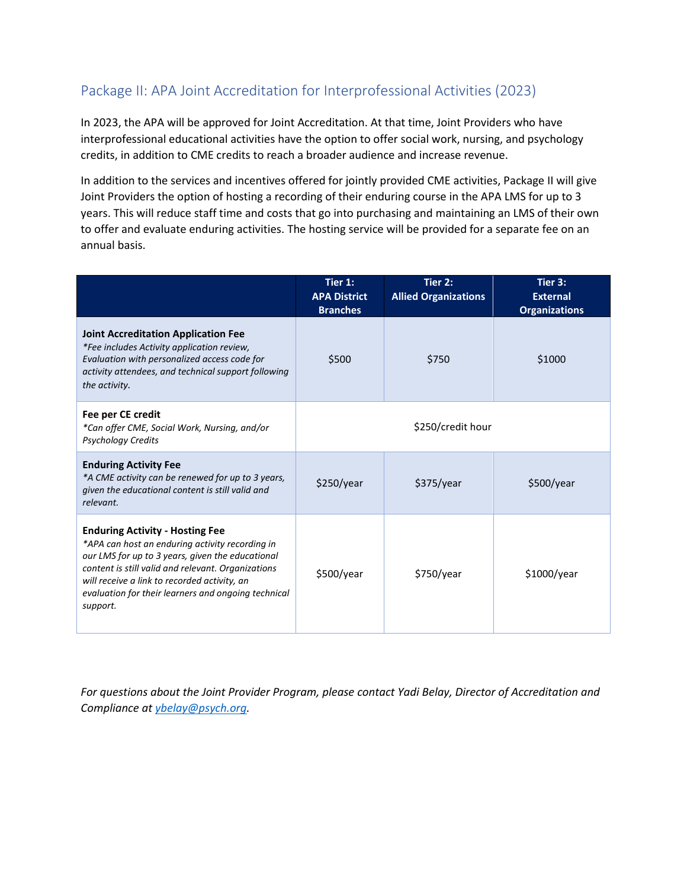## Package II: APA Joint Accreditation for Interprofessional Activities (2023)

In 2023, the APA will be approved for Joint Accreditation. At that time, Joint Providers who have interprofessional educational activities have the option to offer social work, nursing, and psychology credits, in addition to CME credits to reach a broader audience and increase revenue.

In addition to the services and incentives offered for jointly provided CME activities, Package II will give Joint Providers the option of hosting a recording of their enduring course in the APA LMS for up to 3 years. This will reduce staff time and costs that go into purchasing and maintaining an LMS of their own to offer and evaluate enduring activities. The hosting service will be provided for a separate fee on an annual basis.

| | Tier 1: APA District Branches | Tier 2: Allied Organizations | Tier 3: External Organizations |
|---|---|---|---|
| **Joint Accreditation Application Fee** *\*Fee includes Activity application review, Evaluation with personalized access code for activity attendees, and technical support following the activity.* | $500 | $750 | $1000 |
| **Fee per CE credit** *\*Can offer CME, Social Work, Nursing, and/or Psychology Credits* | $250/credit hour | | |
| **Enduring Activity Fee** *\*A CME activity can be renewed for up to 3 years, given the educational content is still valid and relevant.* | $250/year | $375/year | $500/year |
| **Enduring Activity - Hosting Fee** *\*APA can host an enduring activity recording in our LMS for up to 3 years, given the educational content is still valid and relevant. Organizations will receive a link to recorded activity, an evaluation for their learners and ongoing technical support.* | $500/year | $750/year | $1000/year |

*For questions about the Joint Provider Program, please contact Yadi Belay, Director of Accreditation and Compliance at [ybelay@psych.org](mailto:ybelay@psych.org).*